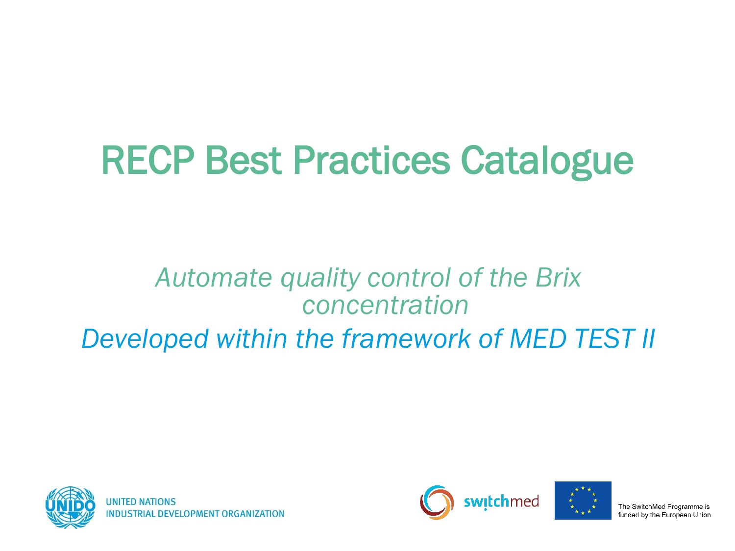# RECP Best Practices Catalogue

*Automate quality control of the Brix concentration*

*Developed within the framework of MED TEST II*

UNITED NATIONS
INDUSTRIAL DEVELOPMENT ORGANIZATION

switchmed

The SwitchMed Programme is funded by the European Union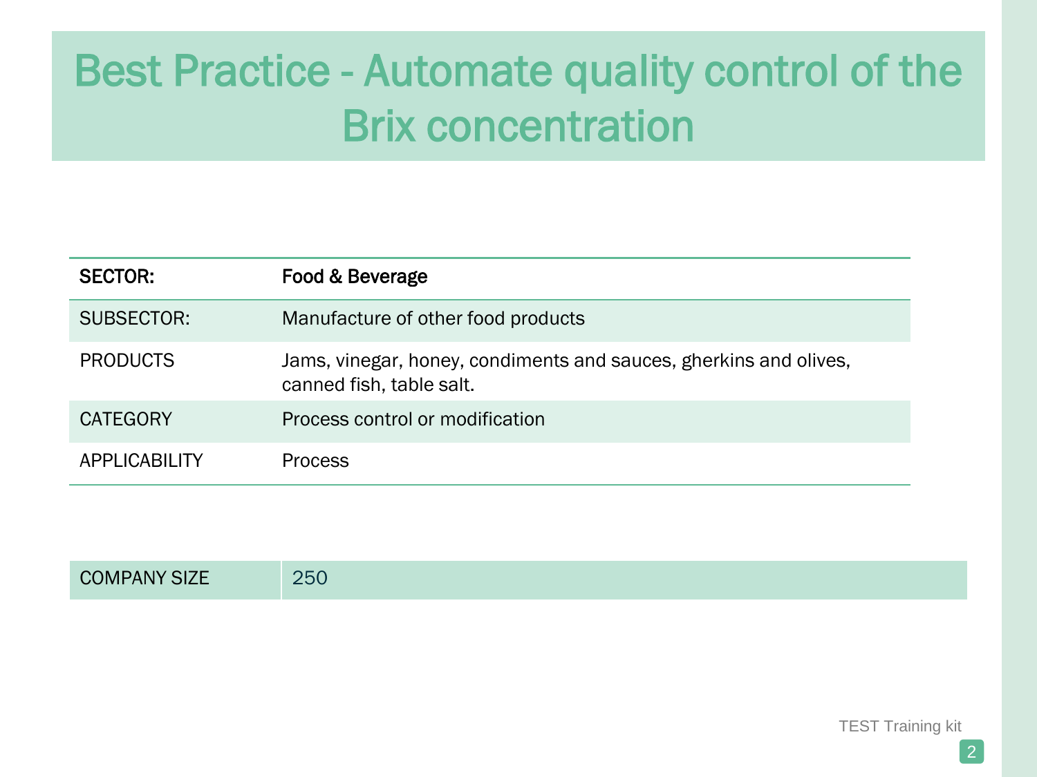# Best Practice - Automate quality control of the Brix concentration

| **SECTOR:** | **Food & Beverage** |
| --- | --- |
| SUBSECTOR: | Manufacture of other food products |
| PRODUCTS | Jams, vinegar, honey, condiments and sauces, gherkins and olives, canned fish, table salt. |
| CATEGORY | Process control or modification |
| APPLICABILITY | Process |

| COMPANY SIZE | 250 |
| --- | --- |

TEST Training kit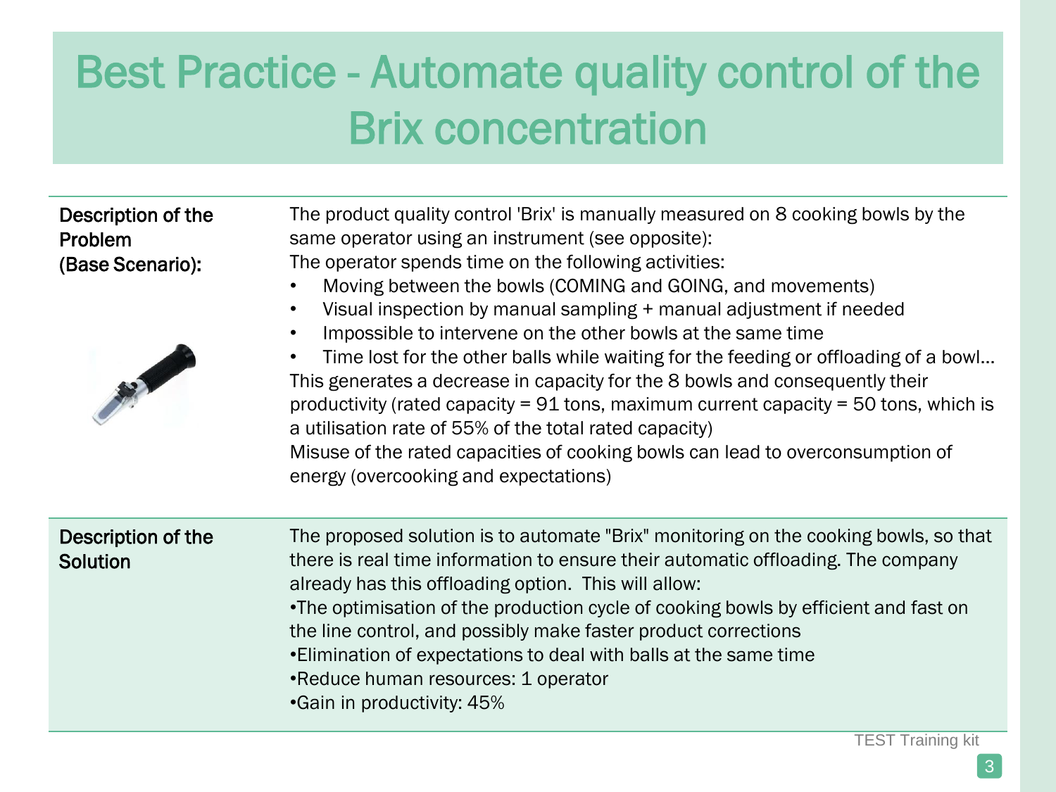# Best Practice - Automate quality control of the Brix concentration

| | |
|---|---|
| **Description of the Problem (Base Scenario):** | The product quality control 'Brix' is manually measured on 8 cooking bowls by the same operator using an instrument (see opposite):<br>The operator spends time on the following activities:<br>• Moving between the bowls (COMING and GOING, and movements)<br>• Visual inspection by manual sampling + manual adjustment if needed<br>• Impossible to intervene on the other bowls at the same time<br>• Time lost for the other balls while waiting for the feeding or offloading of a bowl…<br>This generates a decrease in capacity for the 8 bowls and consequently their productivity (rated capacity = 91 tons, maximum current capacity = 50 tons, which is a utilisation rate of 55% of the total rated capacity)<br>Misuse of the rated capacities of cooking bowls can lead to overconsumption of energy (overcooking and expectations) |
| **Description of the Solution** | The proposed solution is to automate "Brix" monitoring on the cooking bowls, so that there is real time information to ensure their automatic offloading. The company already has this offloading option. This will allow:<br>•The optimisation of the production cycle of cooking bowls by efficient and fast on the line control, and possibly make faster product corrections<br>•Elimination of expectations to deal with balls at the same time<br>•Reduce human resources: 1 operator<br>•Gain in productivity: 45% |

TEST Training kit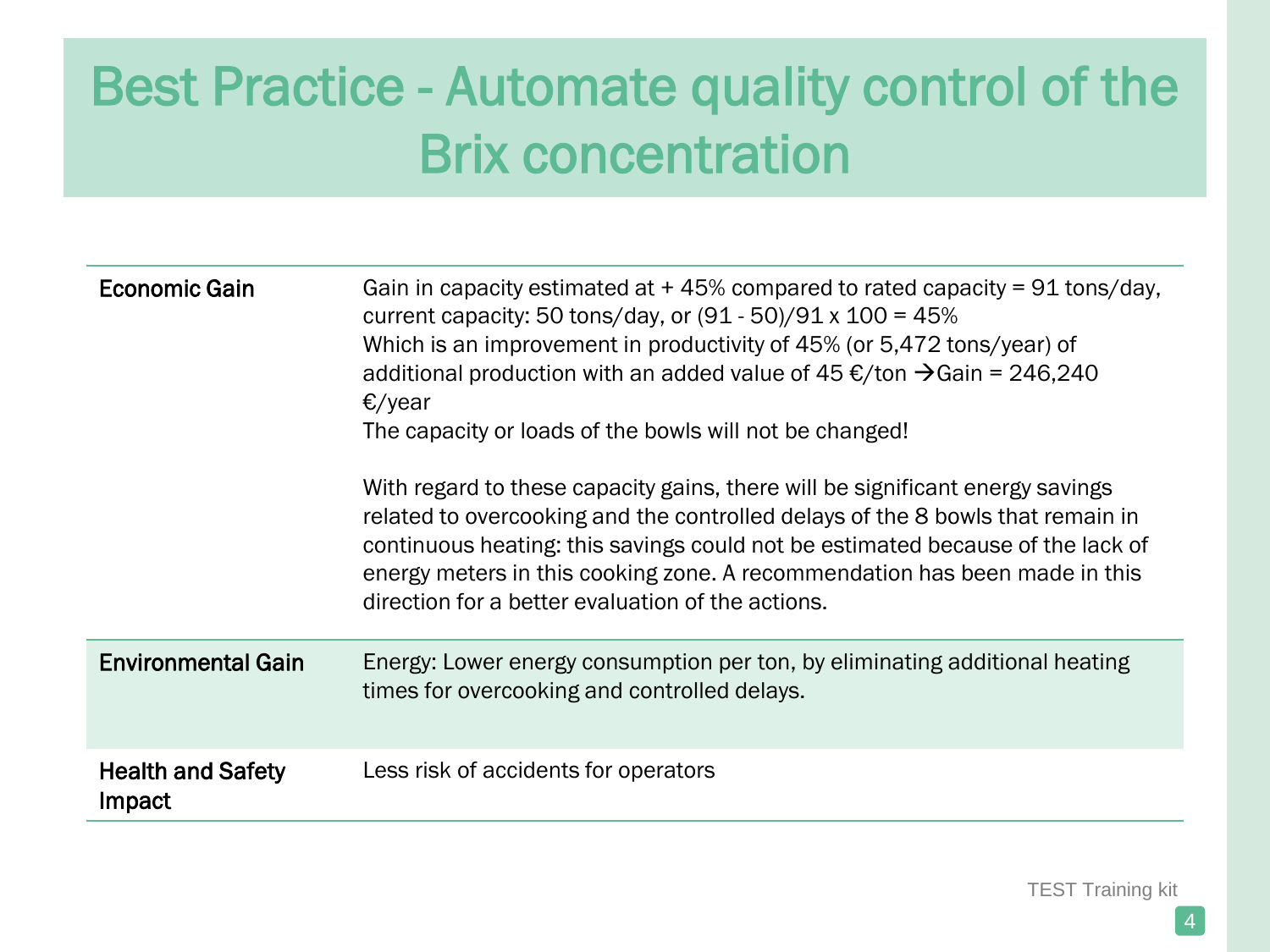# Best Practice - Automate quality control of the Brix concentration

| | |
|---|---|
| **Economic Gain** | Gain in capacity estimated at + 45% compared to rated capacity = 91 tons/day, current capacity: 50 tons/day, or (91 - 50)/91 x 100 = 45%<br>Which is an improvement in productivity of 45% (or 5,472 tons/year) of additional production with an added value of 45 €/ton →Gain = 246,240 €/year<br>The capacity or loads of the bowls will not be changed!<br><br>With regard to these capacity gains, there will be significant energy savings related to overcooking and the controlled delays of the 8 bowls that remain in continuous heating: this savings could not be estimated because of the lack of energy meters in this cooking zone. A recommendation has been made in this direction for a better evaluation of the actions. |
| **Environmental Gain** | Energy: Lower energy consumption per ton, by eliminating additional heating times for overcooking and controlled delays. |
| **Health and Safety Impact** | Less risk of accidents for operators |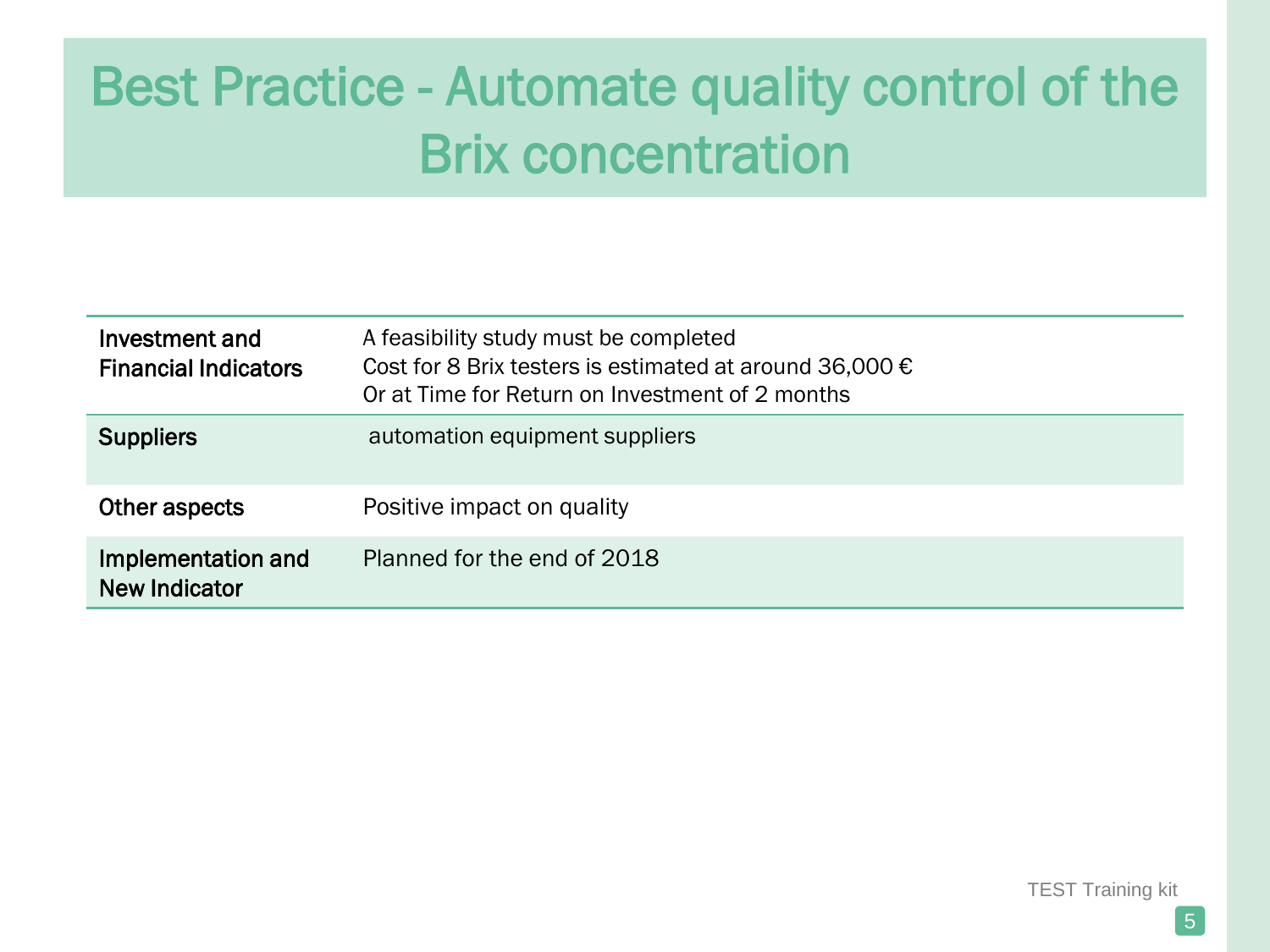# Best Practice - Automate quality control of the Brix concentration

| | |
|---|---|
| **Investment and Financial Indicators** | A feasibility study must be completed<br>Cost for 8 Brix testers is estimated at around 36,000 €<br>Or at Time for Return on Investment of 2 months |
| **Suppliers** | automation equipment suppliers |
| **Other aspects** | Positive impact on quality |
| **Implementation and New Indicator** | Planned for the end of 2018 |